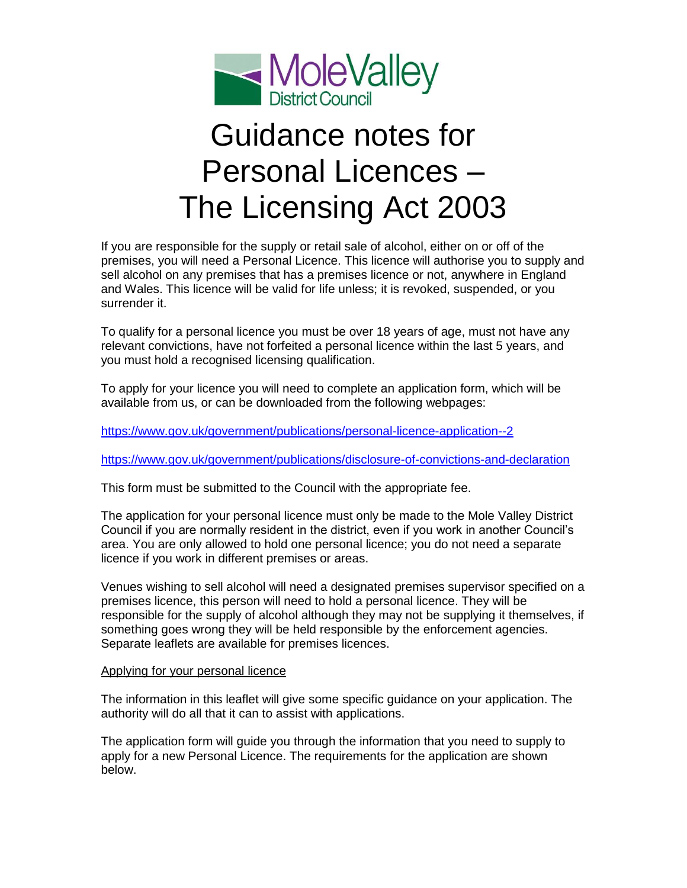# Guidance notes for Personal Licences – The Licensing Act 2003

If you are responsible for the supply or retail sale of alcohol, either on or off of the premises, you will need a Personal Licence. This licence will authorise you to supply and sell alcohol on any premises that has a premises licence or not, anywhere in England and Wales. This licence will be valid for life unless; it is revoked, suspended, or you surrender it.

To qualify for a personal licence you must be over 18 years of age, must not have any relevant convictions, have not forfeited a personal licence within the last 5 years, and you must hold a recognised licensing qualification.

To apply for your licence you will need to complete an application form, which will be available from us, or can be downloaded from the following webpages:

https://www.gov.uk/government/publications/personal-licence-application--2

https://www.gov.uk/government/publications/disclosure-of-convictions-and-declaration

This form must be submitted to the Council with the appropriate fee.

The application for your personal licence must only be made to the Mole Valley District Council if you are normally resident in the district, even if you work in another Council's area. You are only allowed to hold one personal licence; you do not need a separate licence if you work in different premises or areas.

Venues wishing to sell alcohol will need a designated premises supervisor specified on a premises licence, this person will need to hold a personal licence. They will be responsible for the supply of alcohol although they may not be supplying it themselves, if something goes wrong they will be held responsible by the enforcement agencies. Separate leaflets are available for premises licences.

## Applying for your personal licence

The information in this leaflet will give some specific guidance on your application. The authority will do all that it can to assist with applications.

The application form will guide you through the information that you need to supply to apply for a new Personal Licence. The requirements for the application are shown below.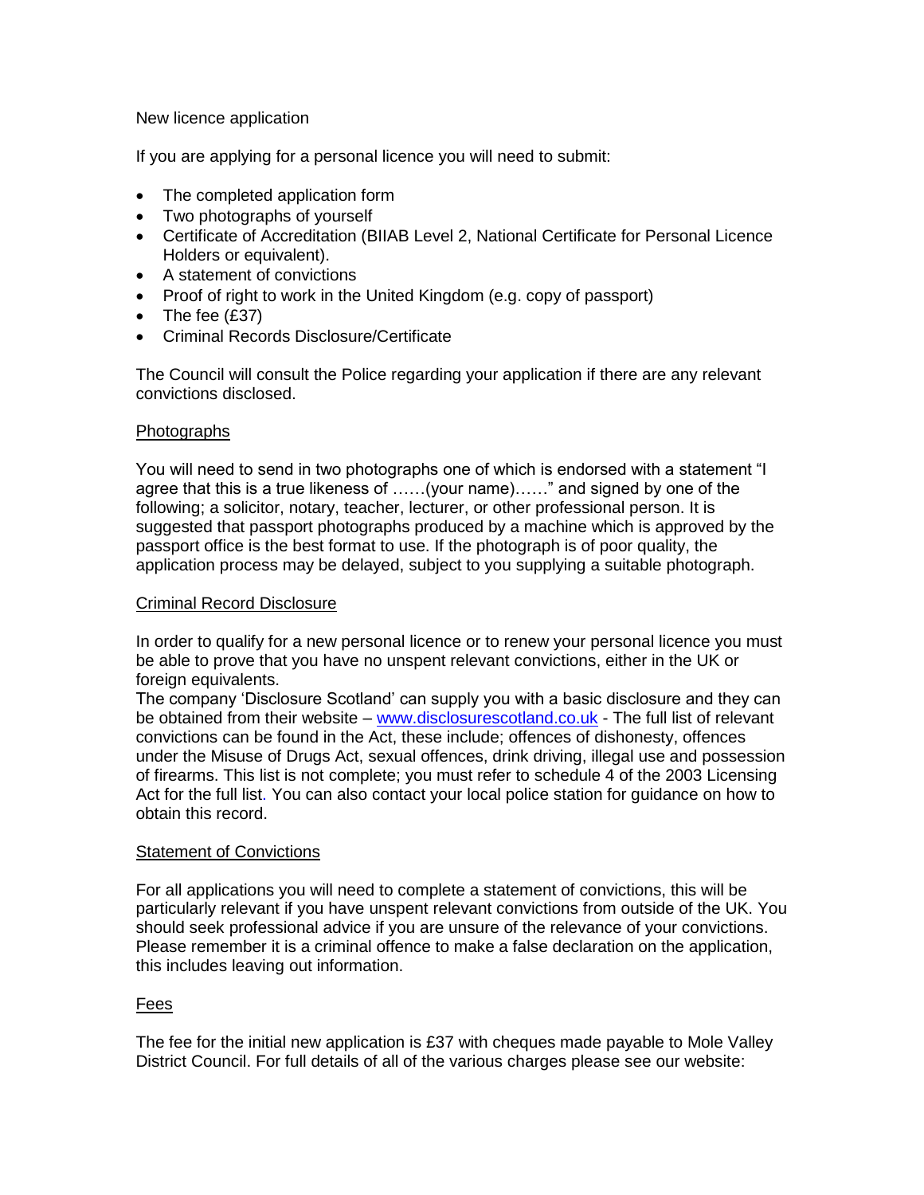New licence application

If you are applying for a personal licence you will need to submit:

- The completed application form
- Two photographs of yourself
- Certificate of Accreditation (BIIAB Level 2, National Certificate for Personal Licence Holders or equivalent).
- A statement of convictions
- Proof of right to work in the United Kingdom (e.g. copy of passport)
- The fee (£37)
- Criminal Records Disclosure/Certificate

The Council will consult the Police regarding your application if there are any relevant convictions disclosed.

## Photographs

You will need to send in two photographs one of which is endorsed with a statement "I agree that this is a true likeness of ……(your name)……" and signed by one of the following; a solicitor, notary, teacher, lecturer, or other professional person. It is suggested that passport photographs produced by a machine which is approved by the passport office is the best format to use. If the photograph is of poor quality, the application process may be delayed, subject to you supplying a suitable photograph.

## Criminal Record Disclosure

In order to qualify for a new personal licence or to renew your personal licence you must be able to prove that you have no unspent relevant convictions, either in the UK or foreign equivalents.

The company 'Disclosure Scotland' can supply you with a basic disclosure and they can be obtained from their website – [www.disclosurescotland.co.uk](http://www.disclosurescotland.co.uk) - The full list of relevant convictions can be found in the Act, these include; offences of dishonesty, offences under the Misuse of Drugs Act, sexual offences, drink driving, illegal use and possession of firearms. This list is not complete; you must refer to schedule 4 of the 2003 Licensing Act for the full list. You can also contact your local police station for guidance on how to obtain this record.

## Statement of Convictions

For all applications you will need to complete a statement of convictions, this will be particularly relevant if you have unspent relevant convictions from outside of the UK. You should seek professional advice if you are unsure of the relevance of your convictions. Please remember it is a criminal offence to make a false declaration on the application, this includes leaving out information.

## Fees

The fee for the initial new application is £37 with cheques made payable to Mole Valley District Council. For full details of all of the various charges please see our website: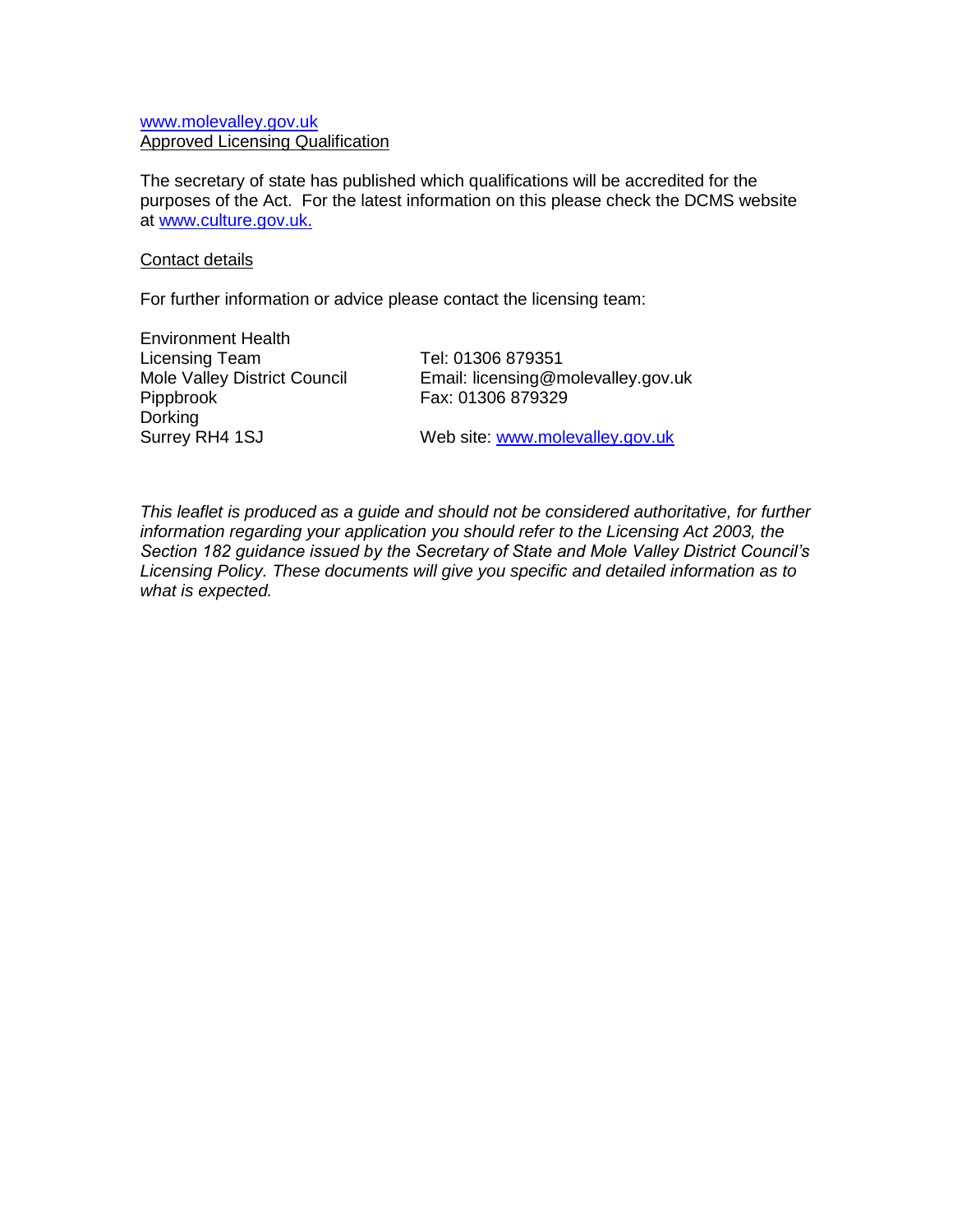www.molevalley.gov.uk

## Approved Licensing Qualification

The secretary of state has published which qualifications will be accredited for the purposes of the Act. For the latest information on this please check the DCMS website at www.culture.gov.uk.

## Contact details

For further information or advice please contact the licensing team:

Environment Health
Licensing Team
Mole Valley District Council
Pippbrook
Dorking
Surrey RH4 1SJ

Tel: 01306 879351
Email: licensing@molevalley.gov.uk
Fax: 01306 879329

Web site: www.molevalley.gov.uk

*This leaflet is produced as a guide and should not be considered authoritative, for further information regarding your application you should refer to the Licensing Act 2003, the Section 182 guidance issued by the Secretary of State and Mole Valley District Council's Licensing Policy. These documents will give you specific and detailed information as to what is expected.*